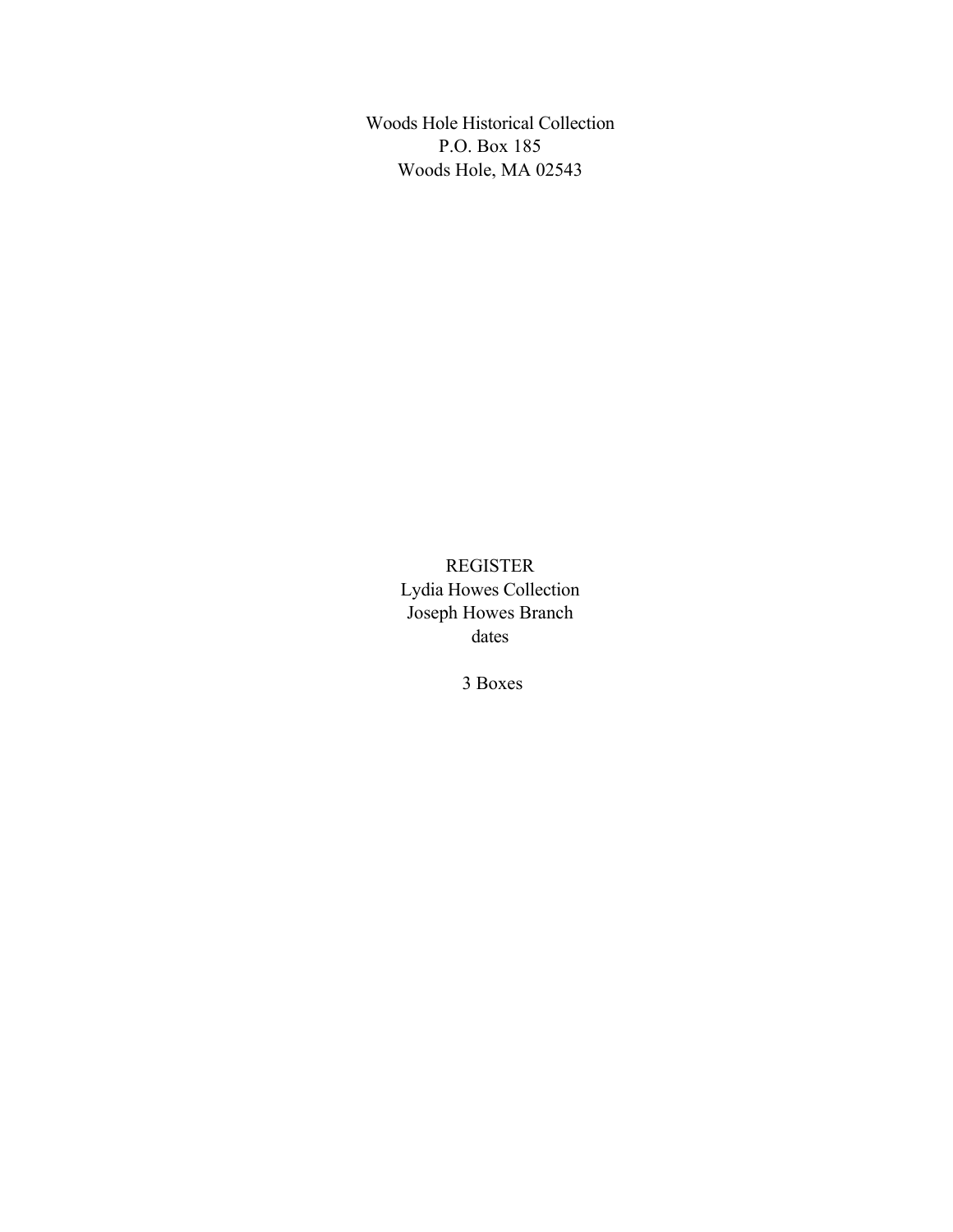Woods Hole Historical Collection
P.O. Box 185
Woods Hole, MA 02543

REGISTER
Lydia Howes Collection
Joseph Howes Branch
dates

3 Boxes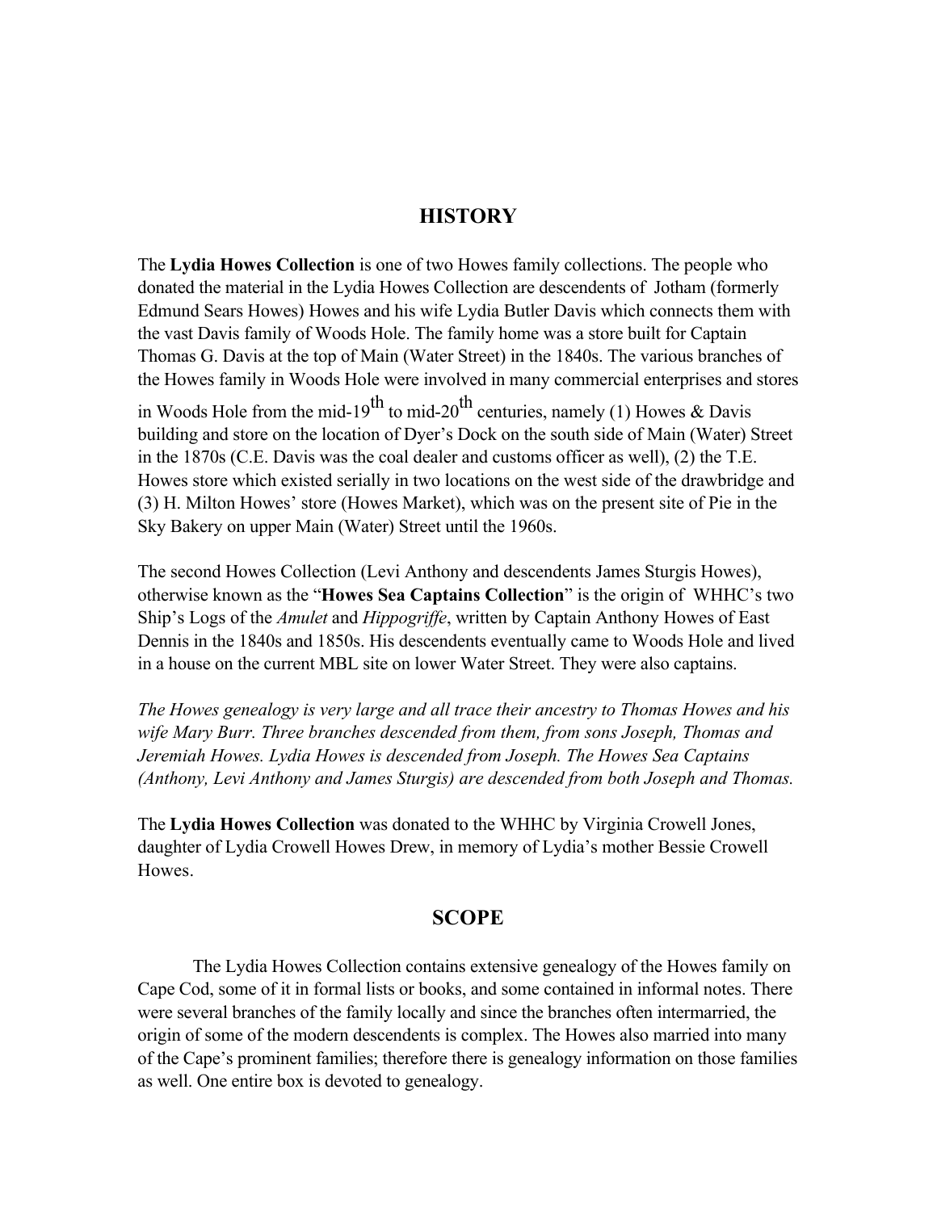## HISTORY

The **Lydia Howes Collection** is one of two Howes family collections. The people who donated the material in the Lydia Howes Collection are descendents of Jotham (formerly Edmund Sears Howes) Howes and his wife Lydia Butler Davis which connects them with the vast Davis family of Woods Hole. The family home was a store built for Captain Thomas G. Davis at the top of Main (Water Street) in the 1840s. The various branches of the Howes family in Woods Hole were involved in many commercial enterprises and stores in Woods Hole from the mid-19th to mid-20th centuries, namely (1) Howes & Davis building and store on the location of Dyer's Dock on the south side of Main (Water) Street in the 1870s (C.E. Davis was the coal dealer and customs officer as well), (2) the T.E. Howes store which existed serially in two locations on the west side of the drawbridge and (3) H. Milton Howes' store (Howes Market), which was on the present site of Pie in the Sky Bakery on upper Main (Water) Street until the 1960s.

The second Howes Collection (Levi Anthony and descendents James Sturgis Howes), otherwise known as the "**Howes Sea Captains Collection**" is the origin of WHHC's two Ship's Logs of the *Amulet* and *Hippogriffe*, written by Captain Anthony Howes of East Dennis in the 1840s and 1850s. His descendents eventually came to Woods Hole and lived in a house on the current MBL site on lower Water Street. They were also captains.

*The Howes genealogy is very large and all trace their ancestry to Thomas Howes and his wife Mary Burr. Three branches descended from them, from sons Joseph, Thomas and Jeremiah Howes. Lydia Howes is descended from Joseph. The Howes Sea Captains (Anthony, Levi Anthony and James Sturgis) are descended from both Joseph and Thomas.*

The **Lydia Howes Collection** was donated to the WHHC by Virginia Crowell Jones, daughter of Lydia Crowell Howes Drew, in memory of Lydia's mother Bessie Crowell Howes.

## SCOPE

The Lydia Howes Collection contains extensive genealogy of the Howes family on Cape Cod, some of it in formal lists or books, and some contained in informal notes. There were several branches of the family locally and since the branches often intermarried, the origin of some of the modern descendents is complex. The Howes also married into many of the Cape's prominent families; therefore there is genealogy information on those families as well. One entire box is devoted to genealogy.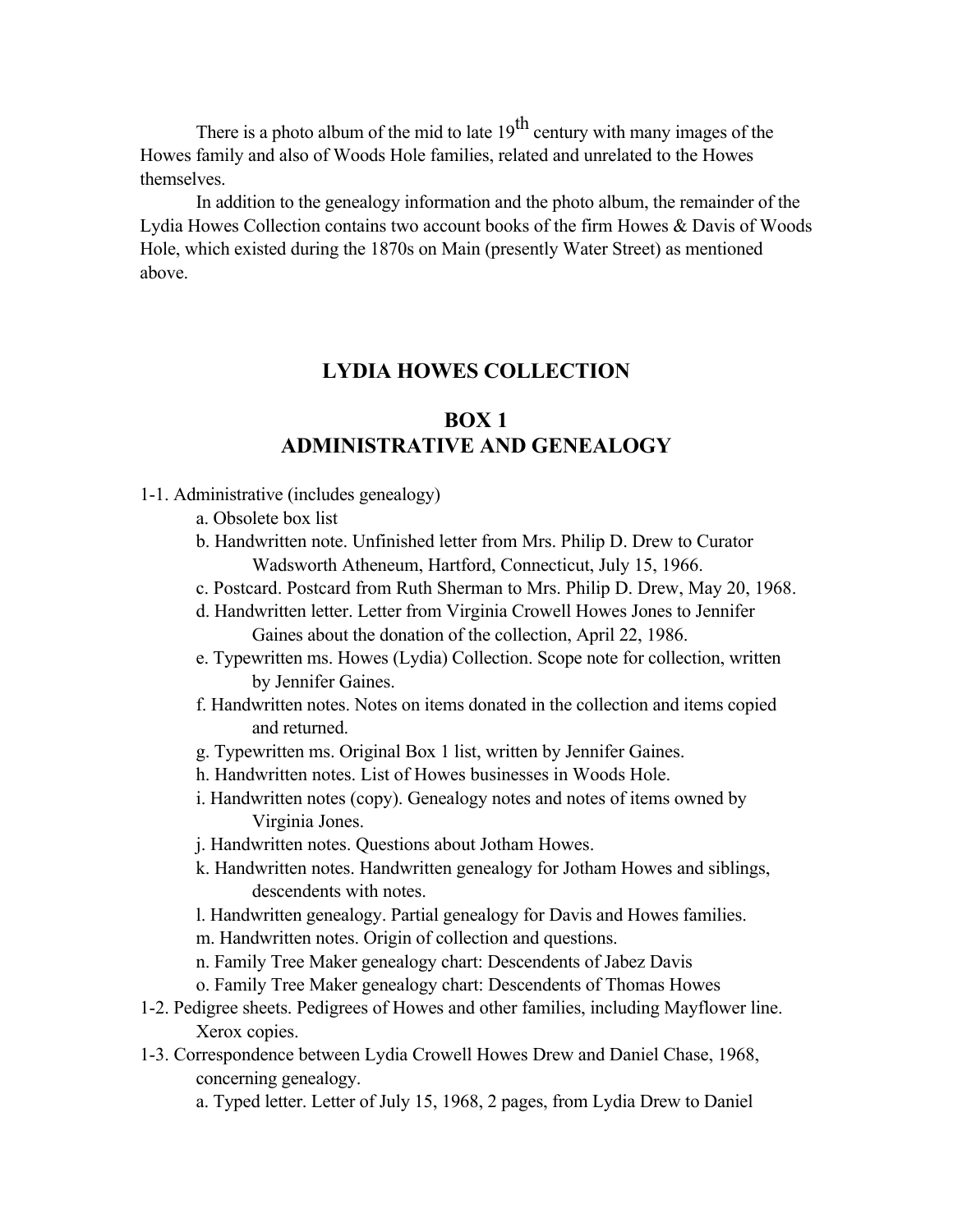There is a photo album of the mid to late 19th century with many images of the Howes family and also of Woods Hole families, related and unrelated to the Howes themselves.

In addition to the genealogy information and the photo album, the remainder of the Lydia Howes Collection contains two account books of the firm Howes & Davis of Woods Hole, which existed during the 1870s on Main (presently Water Street) as mentioned above.

## LYDIA HOWES COLLECTION

## BOX 1
## ADMINISTRATIVE AND GENEALOGY

1-1. Administrative (includes genealogy)
- a. Obsolete box list
- b. Handwritten note. Unfinished letter from Mrs. Philip D. Drew to Curator Wadsworth Atheneum, Hartford, Connecticut, July 15, 1966.
- c. Postcard. Postcard from Ruth Sherman to Mrs. Philip D. Drew, May 20, 1968.
- d. Handwritten letter. Letter from Virginia Crowell Howes Jones to Jennifer Gaines about the donation of the collection, April 22, 1986.
- e. Typewritten ms. Howes (Lydia) Collection. Scope note for collection, written by Jennifer Gaines.
- f. Handwritten notes. Notes on items donated in the collection and items copied and returned.
- g. Typewritten ms. Original Box 1 list, written by Jennifer Gaines.
- h. Handwritten notes. List of Howes businesses in Woods Hole.
- i. Handwritten notes (copy). Genealogy notes and notes of items owned by Virginia Jones.
- j. Handwritten notes. Questions about Jotham Howes.
- k. Handwritten notes. Handwritten genealogy for Jotham Howes and siblings, descendents with notes.
- l. Handwritten genealogy. Partial genealogy for Davis and Howes families.
- m. Handwritten notes. Origin of collection and questions.
- n. Family Tree Maker genealogy chart: Descendents of Jabez Davis
- o. Family Tree Maker genealogy chart: Descendents of Thomas Howes

1-2. Pedigree sheets. Pedigrees of Howes and other families, including Mayflower line. Xerox copies.

1-3. Correspondence between Lydia Crowell Howes Drew and Daniel Chase, 1968, concerning genealogy.
- a. Typed letter. Letter of July 15, 1968, 2 pages, from Lydia Drew to Daniel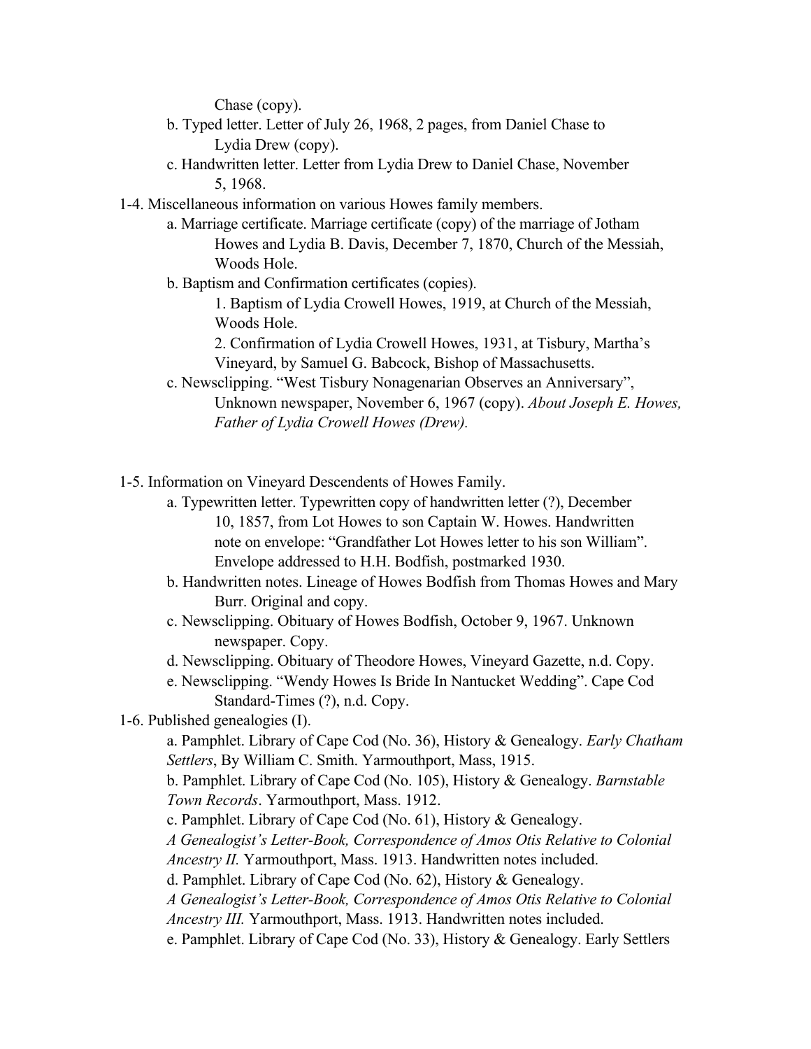Chase (copy).

b. Typed letter. Letter of July 26, 1968, 2 pages, from Daniel Chase to Lydia Drew (copy).

c. Handwritten letter. Letter from Lydia Drew to Daniel Chase, November 5, 1968.

1-4. Miscellaneous information on various Howes family members.

a. Marriage certificate. Marriage certificate (copy) of the marriage of Jotham Howes and Lydia B. Davis, December 7, 1870, Church of the Messiah, Woods Hole.

b. Baptism and Confirmation certificates (copies).

1. Baptism of Lydia Crowell Howes, 1919, at Church of the Messiah, Woods Hole.

2. Confirmation of Lydia Crowell Howes, 1931, at Tisbury, Martha's Vineyard, by Samuel G. Babcock, Bishop of Massachusetts.

c. Newsclipping. "West Tisbury Nonagenarian Observes an Anniversary", Unknown newspaper, November 6, 1967 (copy). *About Joseph E. Howes, Father of Lydia Crowell Howes (Drew).*

1-5. Information on Vineyard Descendents of Howes Family.

a. Typewritten letter. Typewritten copy of handwritten letter (?), December 10, 1857, from Lot Howes to son Captain W. Howes. Handwritten note on envelope: "Grandfather Lot Howes letter to his son William". Envelope addressed to H.H. Bodfish, postmarked 1930.

b. Handwritten notes. Lineage of Howes Bodfish from Thomas Howes and Mary Burr. Original and copy.

c. Newsclipping. Obituary of Howes Bodfish, October 9, 1967. Unknown newspaper. Copy.

d. Newsclipping. Obituary of Theodore Howes, Vineyard Gazette, n.d. Copy.

e. Newsclipping. "Wendy Howes Is Bride In Nantucket Wedding". Cape Cod Standard-Times (?), n.d. Copy.

1-6. Published genealogies (I).

a. Pamphlet. Library of Cape Cod (No. 36), History & Genealogy. *Early Chatham Settlers*, By William C. Smith. Yarmouthport, Mass, 1915.

b. Pamphlet. Library of Cape Cod (No. 105), History & Genealogy. *Barnstable Town Records*. Yarmouthport, Mass. 1912.

c. Pamphlet. Library of Cape Cod (No. 61), History & Genealogy. *A Genealogist's Letter-Book, Correspondence of Amos Otis Relative to Colonial Ancestry II.* Yarmouthport, Mass. 1913. Handwritten notes included.

d. Pamphlet. Library of Cape Cod (No. 62), History & Genealogy. *A Genealogist's Letter-Book, Correspondence of Amos Otis Relative to Colonial Ancestry III.* Yarmouthport, Mass. 1913. Handwritten notes included.

e. Pamphlet. Library of Cape Cod (No. 33), History & Genealogy. Early Settlers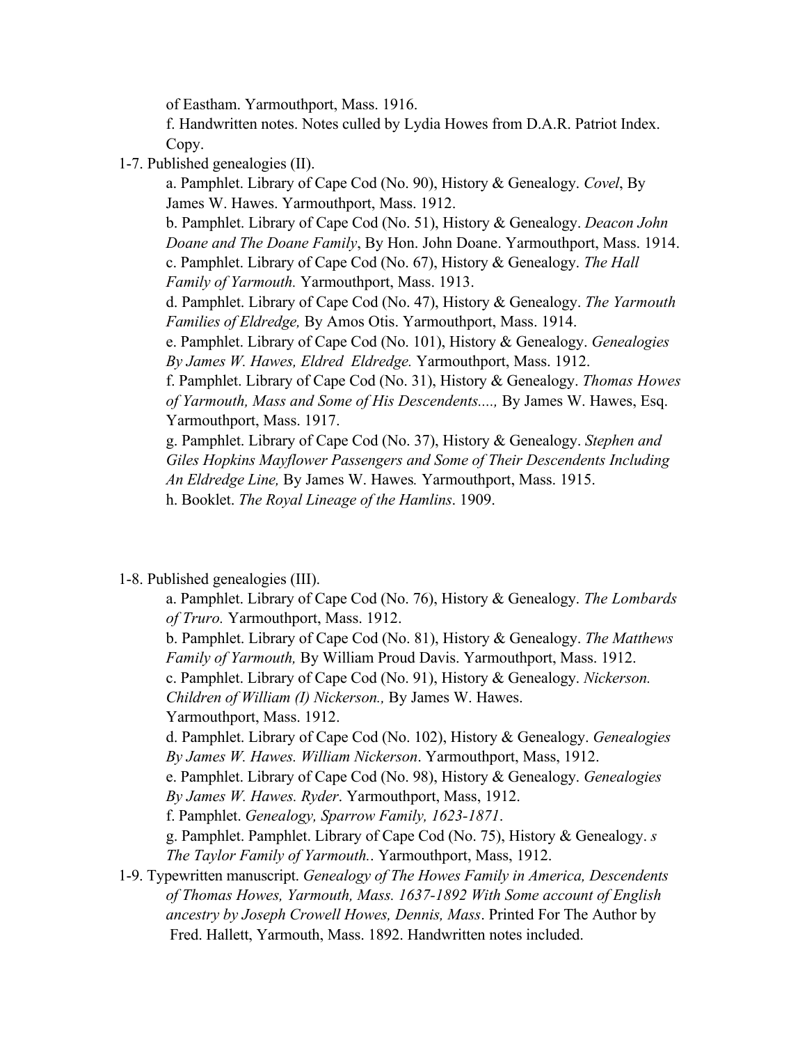of Eastham. Yarmouthport, Mass. 1916.

f. Handwritten notes. Notes culled by Lydia Howes from D.A.R. Patriot Index. Copy.

1-7. Published genealogies (II).

a. Pamphlet. Library of Cape Cod (No. 90), History & Genealogy. *Covel*, By James W. Hawes. Yarmouthport, Mass. 1912.

b. Pamphlet. Library of Cape Cod (No. 51), History & Genealogy. *Deacon John Doane and The Doane Family*, By Hon. John Doane. Yarmouthport, Mass. 1914.

c. Pamphlet. Library of Cape Cod (No. 67), History & Genealogy. *The Hall Family of Yarmouth.* Yarmouthport, Mass. 1913.

d. Pamphlet. Library of Cape Cod (No. 47), History & Genealogy. *The Yarmouth Families of Eldredge,* By Amos Otis. Yarmouthport, Mass. 1914.

e. Pamphlet. Library of Cape Cod (No. 101), History & Genealogy. *Genealogies By James W. Hawes, Eldred Eldredge.* Yarmouthport, Mass. 1912.

f. Pamphlet. Library of Cape Cod (No. 31), History & Genealogy. *Thomas Howes of Yarmouth, Mass and Some of His Descendents....,* By James W. Hawes, Esq. Yarmouthport, Mass. 1917.

g. Pamphlet. Library of Cape Cod (No. 37), History & Genealogy. *Stephen and Giles Hopkins Mayflower Passengers and Some of Their Descendents Including An Eldredge Line,* By James W. Hawes*.* Yarmouthport, Mass. 1915.

h. Booklet. *The Royal Lineage of the Hamlins*. 1909.

1-8. Published genealogies (III).

a. Pamphlet. Library of Cape Cod (No. 76), History & Genealogy. *The Lombards of Truro.* Yarmouthport, Mass. 1912.

b. Pamphlet. Library of Cape Cod (No. 81), History & Genealogy. *The Matthews Family of Yarmouth,* By William Proud Davis. Yarmouthport, Mass. 1912.

c. Pamphlet. Library of Cape Cod (No. 91), History & Genealogy. *Nickerson. Children of William (I) Nickerson.,* By James W. Hawes. Yarmouthport, Mass. 1912.

d. Pamphlet. Library of Cape Cod (No. 102), History & Genealogy. *Genealogies By James W. Hawes. William Nickerson*. Yarmouthport, Mass, 1912.

e. Pamphlet. Library of Cape Cod (No. 98), History & Genealogy. *Genealogies By James W. Hawes. Ryder*. Yarmouthport, Mass, 1912.

f. Pamphlet. *Genealogy, Sparrow Family, 1623-1871*.

g. Pamphlet. Pamphlet. Library of Cape Cod (No. 75), History & Genealogy. *s The Taylor Family of Yarmouth.*. Yarmouthport, Mass, 1912.

1-9. Typewritten manuscript. *Genealogy of The Howes Family in America, Descendents of Thomas Howes, Yarmouth, Mass. 1637-1892 With Some account of English ancestry by Joseph Crowell Howes, Dennis, Mass*. Printed For The Author by Fred. Hallett, Yarmouth, Mass. 1892. Handwritten notes included.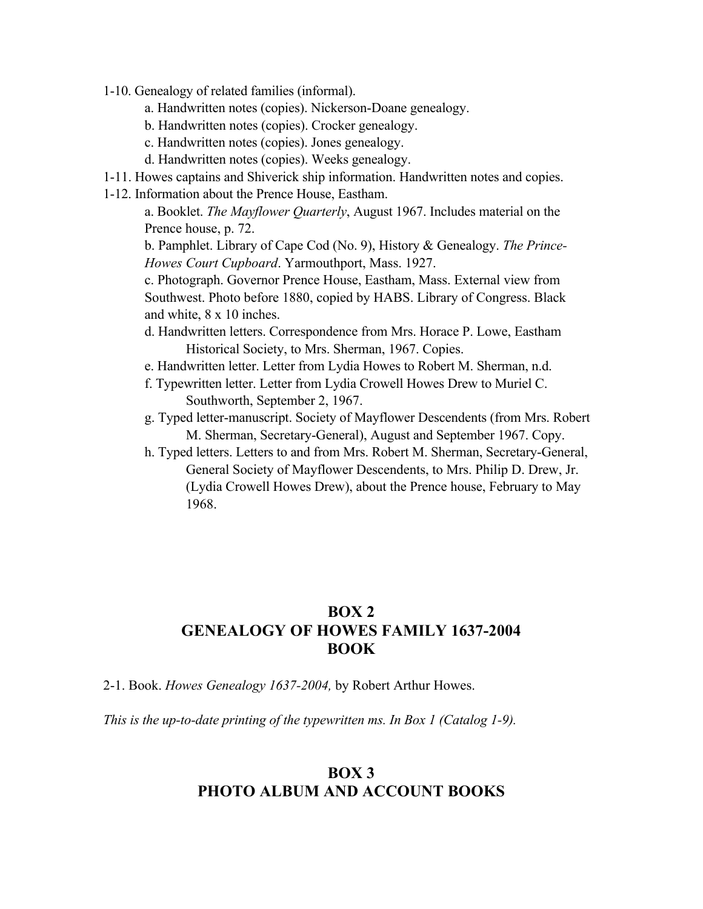1-10. Genealogy of related families (informal).

- a. Handwritten notes (copies). Nickerson-Doane genealogy.
- b. Handwritten notes (copies). Crocker genealogy.
- c. Handwritten notes (copies). Jones genealogy.
- d. Handwritten notes (copies). Weeks genealogy.

1-11. Howes captains and Shiverick ship information. Handwritten notes and copies.

1-12. Information about the Prence House, Eastham.

- a. Booklet. *The Mayflower Quarterly*, August 1967. Includes material on the Prence house, p. 72.
- b. Pamphlet. Library of Cape Cod (No. 9), History & Genealogy. *The Prince-Howes Court Cupboard*. Yarmouthport, Mass. 1927.
- c. Photograph. Governor Prence House, Eastham, Mass. External view from Southwest. Photo before 1880, copied by HABS. Library of Congress. Black and white, 8 x 10 inches.
- d. Handwritten letters. Correspondence from Mrs. Horace P. Lowe, Eastham Historical Society, to Mrs. Sherman, 1967. Copies.
- e. Handwritten letter. Letter from Lydia Howes to Robert M. Sherman, n.d.
- f. Typewritten letter. Letter from Lydia Crowell Howes Drew to Muriel C. Southworth, September 2, 1967.
- g. Typed letter-manuscript. Society of Mayflower Descendents (from Mrs. Robert M. Sherman, Secretary-General), August and September 1967. Copy.
- h. Typed letters. Letters to and from Mrs. Robert M. Sherman, Secretary-General, General Society of Mayflower Descendents, to Mrs. Philip D. Drew, Jr. (Lydia Crowell Howes Drew), about the Prence house, February to May 1968.

## BOX 2
## GENEALOGY OF HOWES FAMILY 1637-2004
## BOOK

2-1. Book. *Howes Genealogy 1637-2004,* by Robert Arthur Howes.

*This is the up-to-date printing of the typewritten ms. In Box 1 (Catalog 1-9).*

## BOX 3
## PHOTO ALBUM AND ACCOUNT BOOKS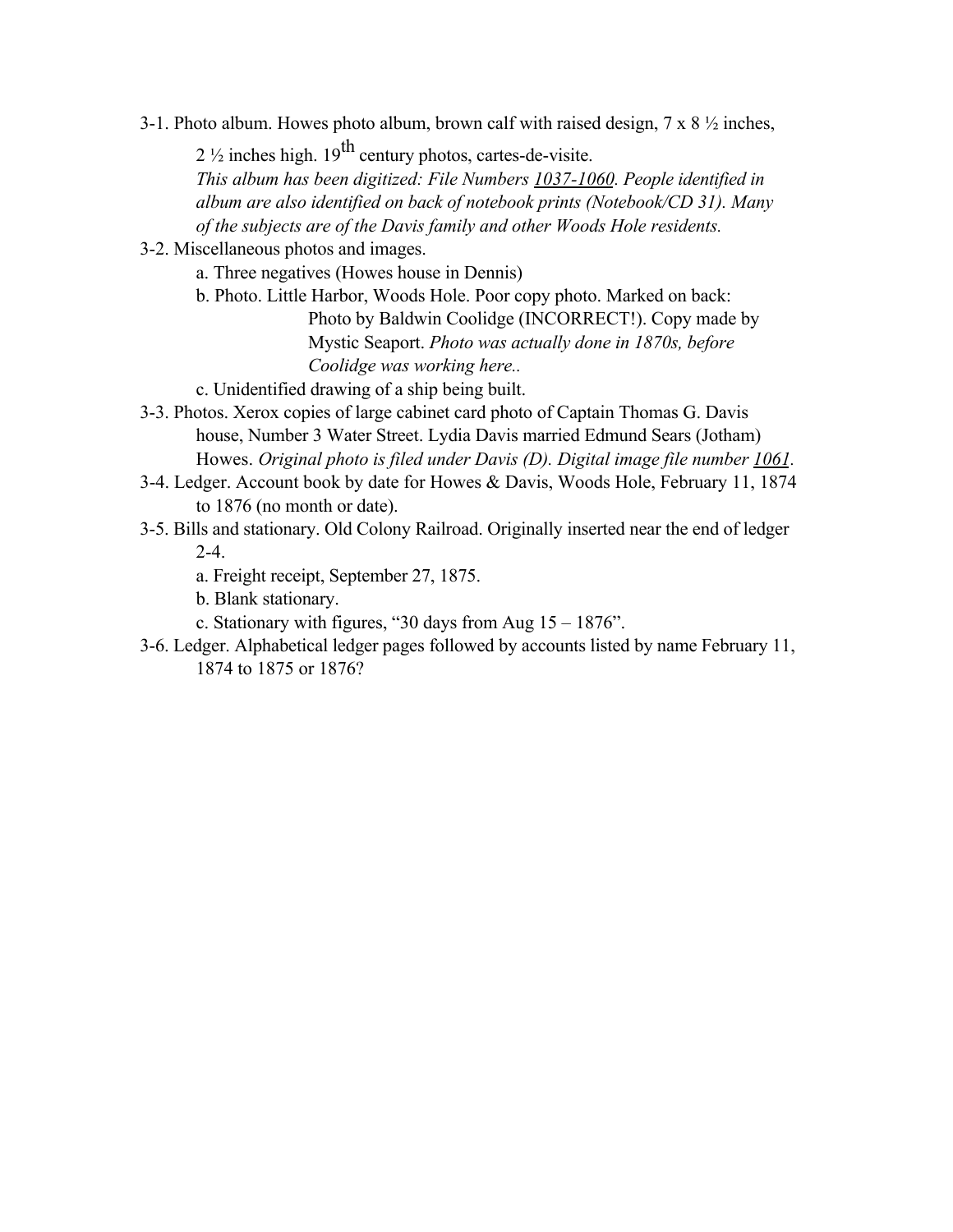3-1. Photo album. Howes photo album, brown calf with raised design, 7 x 8 ½ inches, 2 ½ inches high. 19th century photos, cartes-de-visite.
*This album has been digitized: File Numbers 1037-1060. People identified in album are also identified on back of notebook prints (Notebook/CD 31). Many of the subjects are of the Davis family and other Woods Hole residents.*

3-2. Miscellaneous photos and images.
- a. Three negatives (Howes house in Dennis)
- b. Photo. Little Harbor, Woods Hole. Poor copy photo. Marked on back: Photo by Baldwin Coolidge (INCORRECT!). Copy made by Mystic Seaport. *Photo was actually done in 1870s, before Coolidge was working here..*
- c. Unidentified drawing of a ship being built.

3-3. Photos. Xerox copies of large cabinet card photo of Captain Thomas G. Davis house, Number 3 Water Street. Lydia Davis married Edmund Sears (Jotham) Howes. *Original photo is filed under Davis (D). Digital image file number 1061.*

3-4. Ledger. Account book by date for Howes & Davis, Woods Hole, February 11, 1874 to 1876 (no month or date).

3-5. Bills and stationary. Old Colony Railroad. Originally inserted near the end of ledger 2-4.
- a. Freight receipt, September 27, 1875.
- b. Blank stationary.
- c. Stationary with figures, "30 days from Aug 15 – 1876".

3-6. Ledger. Alphabetical ledger pages followed by accounts listed by name February 11, 1874 to 1875 or 1876?